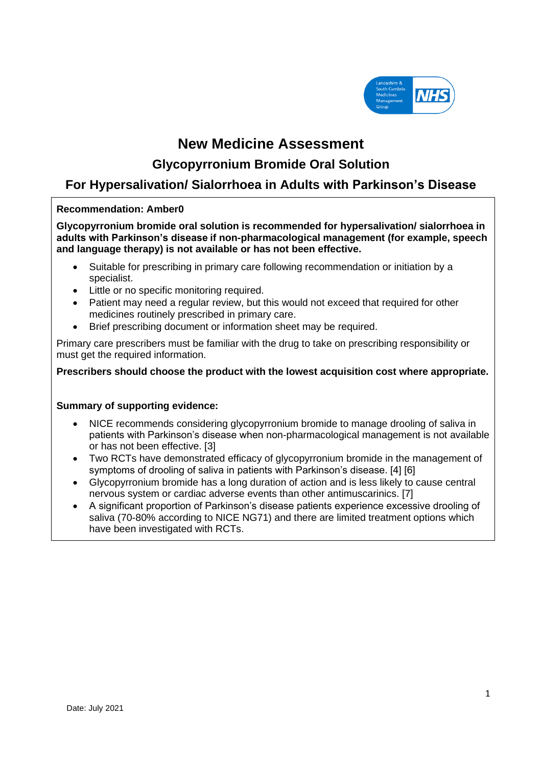# New Medicine Assessment

## Glycopyrronium Bromide Oral Solution

## For Hypersalivation/ Sialorrhoea in Adults with Parkinson's Disease

**Recommendation: Amber0**

**Glycopyrronium bromide oral solution is recommended for hypersalivation/ sialorrhoea in adults with Parkinson's disease if non-pharmacological management (for example, speech and language therapy) is not available or has not been effective.**

- Suitable for prescribing in primary care following recommendation or initiation by a specialist.
- Little or no specific monitoring required.
- Patient may need a regular review, but this would not exceed that required for other medicines routinely prescribed in primary care.
- Brief prescribing document or information sheet may be required.

Primary care prescribers must be familiar with the drug to take on prescribing responsibility or must get the required information.

**Prescribers should choose the product with the lowest acquisition cost where appropriate.**

**Summary of supporting evidence:**

- NICE recommends considering glycopyrronium bromide to manage drooling of saliva in patients with Parkinson's disease when non-pharmacological management is not available or has not been effective. [3]
- Two RCTs have demonstrated efficacy of glycopyrronium bromide in the management of symptoms of drooling of saliva in patients with Parkinson's disease. [4] [6]
- Glycopyrronium bromide has a long duration of action and is less likely to cause central nervous system or cardiac adverse events than other antimuscarinics. [7]
- A significant proportion of Parkinson's disease patients experience excessive drooling of saliva (70-80% according to NICE NG71) and there are limited treatment options which have been investigated with RCTs.

Date: July 2021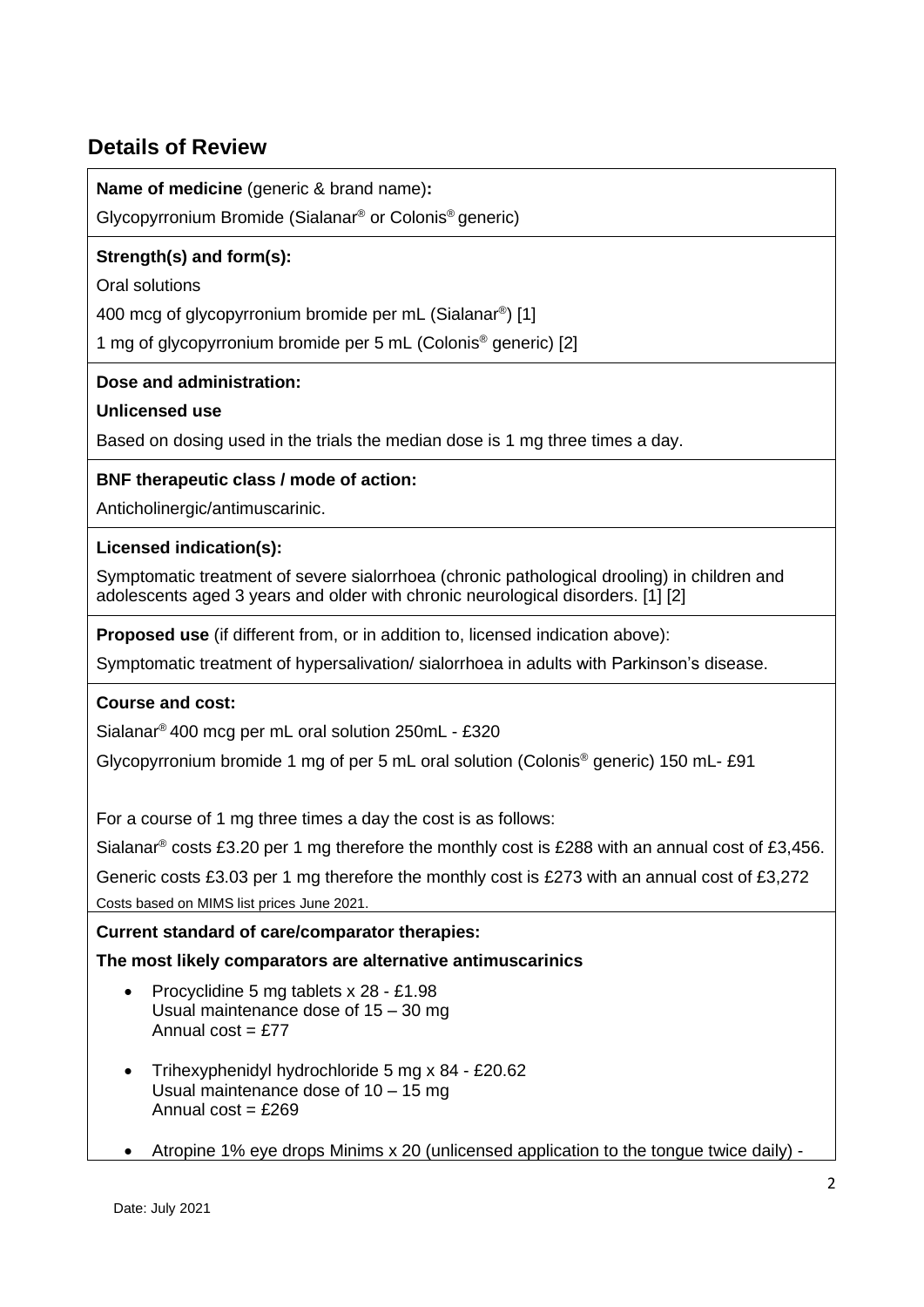## Details of Review

**Name of medicine** (generic & brand name)**:**

Glycopyrronium Bromide (Sialanar® or Colonis® generic)

**Strength(s) and form(s):**

Oral solutions

400 mcg of glycopyrronium bromide per mL (Sialanar®) [1]

1 mg of glycopyrronium bromide per 5 mL (Colonis® generic) [2]

**Dose and administration:**

**Unlicensed use**

Based on dosing used in the trials the median dose is 1 mg three times a day.

**BNF therapeutic class / mode of action:**

Anticholinergic/antimuscarinic.

**Licensed indication(s):**

Symptomatic treatment of severe sialorrhoea (chronic pathological drooling) in children and adolescents aged 3 years and older with chronic neurological disorders. [1] [2]

**Proposed use** (if different from, or in addition to, licensed indication above):

Symptomatic treatment of hypersalivation/ sialorrhoea in adults with Parkinson's disease.

**Course and cost:**

Sialanar® 400 mcg per mL oral solution 250mL - £320

Glycopyrronium bromide 1 mg of per 5 mL oral solution (Colonis® generic) 150 mL- £91

For a course of 1 mg three times a day the cost is as follows:

Sialanar® costs £3.20 per 1 mg therefore the monthly cost is £288 with an annual cost of £3,456.

Generic costs £3.03 per 1 mg therefore the monthly cost is £273 with an annual cost of £3,272

Costs based on MIMS list prices June 2021.

**Current standard of care/comparator therapies:**

**The most likely comparators are alternative antimuscarinics**

- Procyclidine 5 mg tablets x 28 - £1.98
  Usual maintenance dose of 15 – 30 mg
  Annual cost = £77
- Trihexyphenidyl hydrochloride 5 mg x 84 - £20.62
  Usual maintenance dose of 10 – 15 mg
  Annual cost = £269
- Atropine 1% eye drops Minims x 20 (unlicensed application to the tongue twice daily) -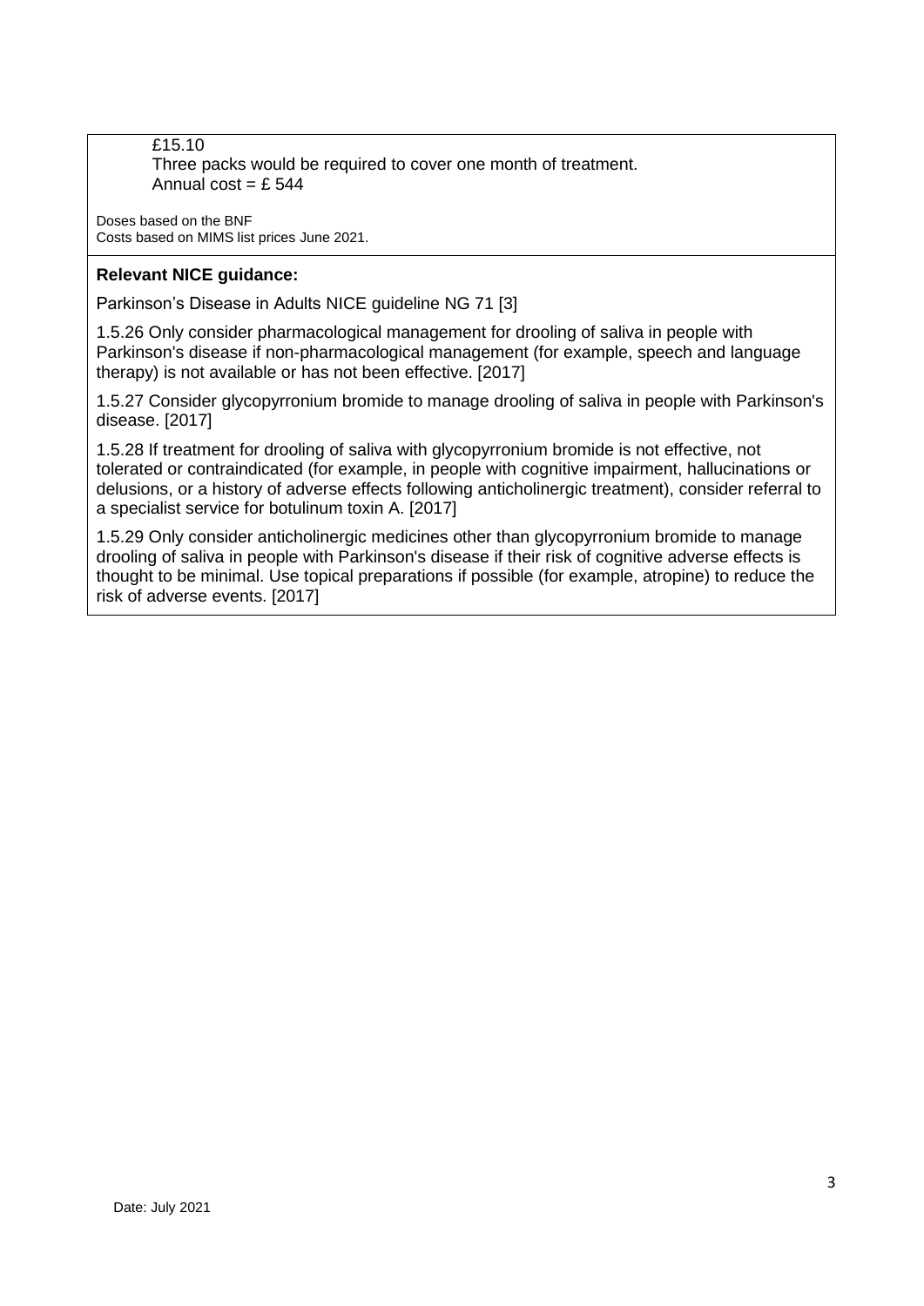£15.10
Three packs would be required to cover one month of treatment.
Annual cost = £ 544

Doses based on the BNF
Costs based on MIMS list prices June 2021.

**Relevant NICE guidance:**

Parkinson's Disease in Adults NICE guideline NG 71 [3]

1.5.26 Only consider pharmacological management for drooling of saliva in people with Parkinson's disease if non-pharmacological management (for example, speech and language therapy) is not available or has not been effective. [2017]

1.5.27 Consider glycopyrronium bromide to manage drooling of saliva in people with Parkinson's disease. [2017]

1.5.28 If treatment for drooling of saliva with glycopyrronium bromide is not effective, not tolerated or contraindicated (for example, in people with cognitive impairment, hallucinations or delusions, or a history of adverse effects following anticholinergic treatment), consider referral to a specialist service for botulinum toxin A. [2017]

1.5.29 Only consider anticholinergic medicines other than glycopyrronium bromide to manage drooling of saliva in people with Parkinson's disease if their risk of cognitive adverse effects is thought to be minimal. Use topical preparations if possible (for example, atropine) to reduce the risk of adverse events. [2017]

Date: July 2021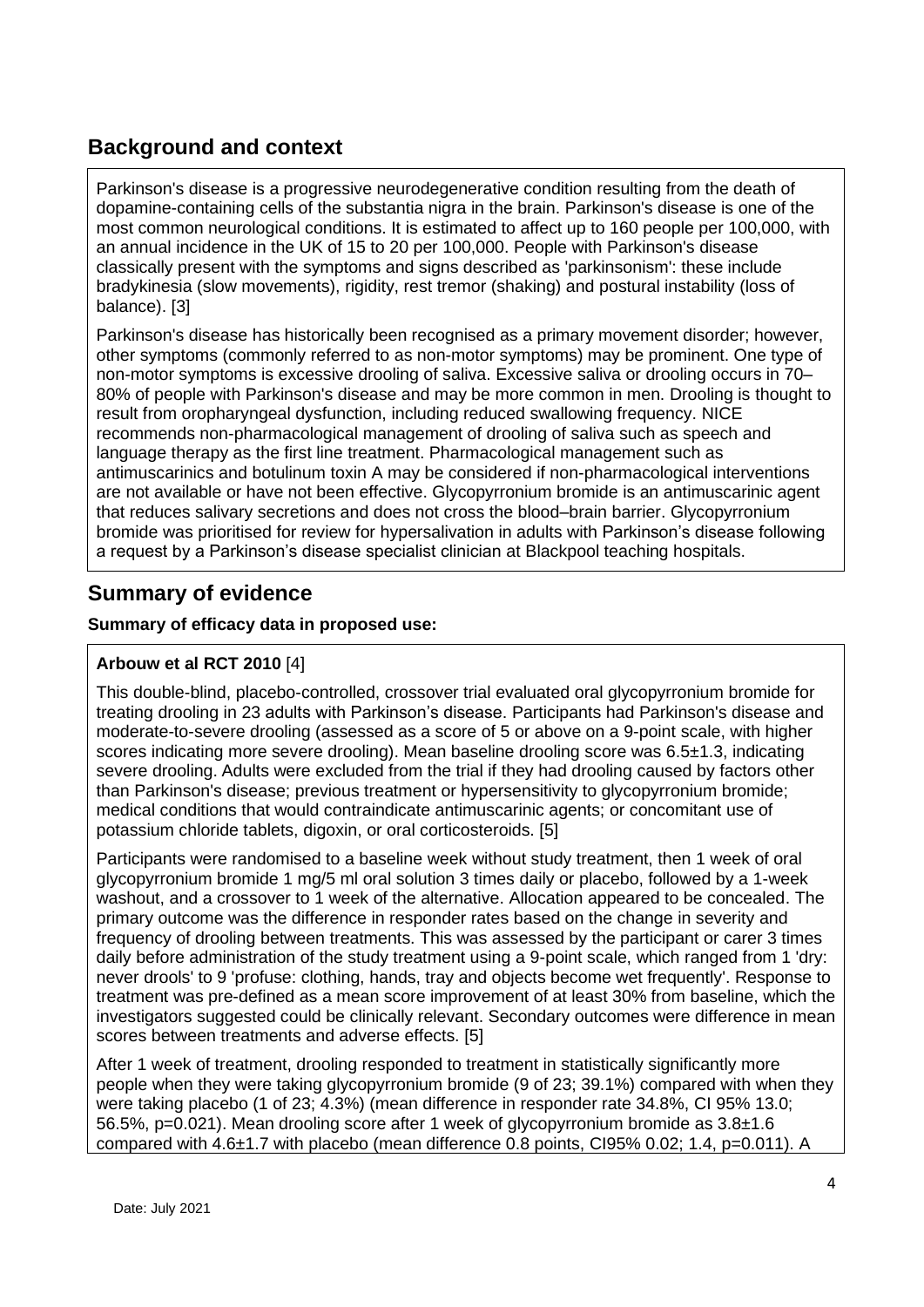## Background and context

Parkinson's disease is a progressive neurodegenerative condition resulting from the death of dopamine-containing cells of the substantia nigra in the brain. Parkinson's disease is one of the most common neurological conditions. It is estimated to affect up to 160 people per 100,000, with an annual incidence in the UK of 15 to 20 per 100,000. People with Parkinson's disease classically present with the symptoms and signs described as 'parkinsonism': these include bradykinesia (slow movements), rigidity, rest tremor (shaking) and postural instability (loss of balance). [3]

Parkinson's disease has historically been recognised as a primary movement disorder; however, other symptoms (commonly referred to as non-motor symptoms) may be prominent. One type of non-motor symptoms is excessive drooling of saliva. Excessive saliva or drooling occurs in 70–80% of people with Parkinson's disease and may be more common in men. Drooling is thought to result from oropharyngeal dysfunction, including reduced swallowing frequency. NICE recommends non-pharmacological management of drooling of saliva such as speech and language therapy as the first line treatment. Pharmacological management such as antimuscarinics and botulinum toxin A may be considered if non-pharmacological interventions are not available or have not been effective. Glycopyrronium bromide is an antimuscarinic agent that reduces salivary secretions and does not cross the blood–brain barrier. Glycopyrronium bromide was prioritised for review for hypersalivation in adults with Parkinson's disease following a request by a Parkinson's disease specialist clinician at Blackpool teaching hospitals.

## Summary of evidence

**Summary of efficacy data in proposed use:**

**Arbouw et al RCT 2010** [4]

This double-blind, placebo-controlled, crossover trial evaluated oral glycopyrronium bromide for treating drooling in 23 adults with Parkinson's disease. Participants had Parkinson's disease and moderate-to-severe drooling (assessed as a score of 5 or above on a 9-point scale, with higher scores indicating more severe drooling). Mean baseline drooling score was 6.5±1.3, indicating severe drooling. Adults were excluded from the trial if they had drooling caused by factors other than Parkinson's disease; previous treatment or hypersensitivity to glycopyrronium bromide; medical conditions that would contraindicate antimuscarinic agents; or concomitant use of potassium chloride tablets, digoxin, or oral corticosteroids. [5]

Participants were randomised to a baseline week without study treatment, then 1 week of oral glycopyrronium bromide 1 mg/5 ml oral solution 3 times daily or placebo, followed by a 1-week washout, and a crossover to 1 week of the alternative. Allocation appeared to be concealed. The primary outcome was the difference in responder rates based on the change in severity and frequency of drooling between treatments. This was assessed by the participant or carer 3 times daily before administration of the study treatment using a 9-point scale, which ranged from 1 'dry: never drools' to 9 'profuse: clothing, hands, tray and objects become wet frequently'. Response to treatment was pre-defined as a mean score improvement of at least 30% from baseline, which the investigators suggested could be clinically relevant. Secondary outcomes were difference in mean scores between treatments and adverse effects. [5]

After 1 week of treatment, drooling responded to treatment in statistically significantly more people when they were taking glycopyrronium bromide (9 of 23; 39.1%) compared with when they were taking placebo (1 of 23; 4.3%) (mean difference in responder rate 34.8%, CI 95% 13.0; 56.5%, p=0.021). Mean drooling score after 1 week of glycopyrronium bromide as 3.8±1.6 compared with 4.6±1.7 with placebo (mean difference 0.8 points, CI95% 0.02; 1.4, p=0.011). A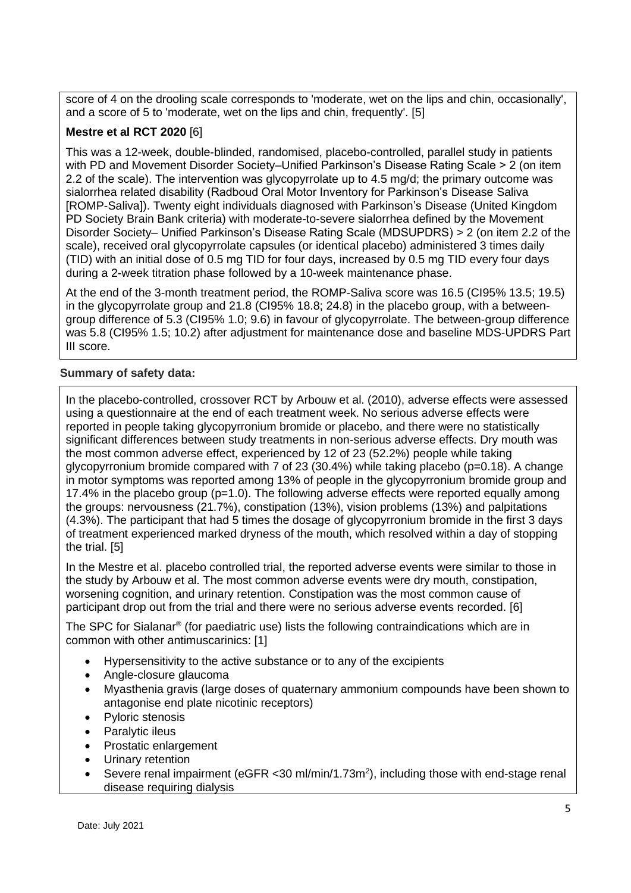score of 4 on the drooling scale corresponds to 'moderate, wet on the lips and chin, occasionally', and a score of 5 to 'moderate, wet on the lips and chin, frequently'. [5]

**Mestre et al RCT 2020** [6]

This was a 12-week, double-blinded, randomised, placebo-controlled, parallel study in patients with PD and Movement Disorder Society–Unified Parkinson's Disease Rating Scale > 2 (on item 2.2 of the scale). The intervention was glycopyrrolate up to 4.5 mg/d; the primary outcome was sialorrhea related disability (Radboud Oral Motor Inventory for Parkinson's Disease Saliva [ROMP-Saliva]). Twenty eight individuals diagnosed with Parkinson's Disease (United Kingdom PD Society Brain Bank criteria) with moderate-to-severe sialorrhea defined by the Movement Disorder Society– Unified Parkinson's Disease Rating Scale (MDSUPDRS) > 2 (on item 2.2 of the scale), received oral glycopyrrolate capsules (or identical placebo) administered 3 times daily (TID) with an initial dose of 0.5 mg TID for four days, increased by 0.5 mg TID every four days during a 2-week titration phase followed by a 10-week maintenance phase.

At the end of the 3-month treatment period, the ROMP-Saliva score was 16.5 (CI95% 13.5; 19.5) in the glycopyrrolate group and 21.8 (CI95% 18.8; 24.8) in the placebo group, with a between-group difference of 5.3 (CI95% 1.0; 9.6) in favour of glycopyrrolate. The between-group difference was 5.8 (CI95% 1.5; 10.2) after adjustment for maintenance dose and baseline MDS-UPDRS Part III score.

**Summary of safety data:**

In the placebo-controlled, crossover RCT by Arbouw et al. (2010), adverse effects were assessed using a questionnaire at the end of each treatment week. No serious adverse effects were reported in people taking glycopyrronium bromide or placebo, and there were no statistically significant differences between study treatments in non-serious adverse effects. Dry mouth was the most common adverse effect, experienced by 12 of 23 (52.2%) people while taking glycopyrronium bromide compared with 7 of 23 (30.4%) while taking placebo (p=0.18). A change in motor symptoms was reported among 13% of people in the glycopyrronium bromide group and 17.4% in the placebo group (p=1.0). The following adverse effects were reported equally among the groups: nervousness (21.7%), constipation (13%), vision problems (13%) and palpitations (4.3%). The participant that had 5 times the dosage of glycopyrronium bromide in the first 3 days of treatment experienced marked dryness of the mouth, which resolved within a day of stopping the trial. [5]

In the Mestre et al. placebo controlled trial, the reported adverse events were similar to those in the study by Arbouw et al. The most common adverse events were dry mouth, constipation, worsening cognition, and urinary retention. Constipation was the most common cause of participant drop out from the trial and there were no serious adverse events recorded. [6]

The SPC for Sialanar® (for paediatric use) lists the following contraindications which are in common with other antimuscarinics: [1]

- Hypersensitivity to the active substance or to any of the excipients
- Angle-closure glaucoma
- Myasthenia gravis (large doses of quaternary ammonium compounds have been shown to antagonise end plate nicotinic receptors)
- Pyloric stenosis
- Paralytic ileus
- Prostatic enlargement
- Urinary retention
- Severe renal impairment (eGFR <30 ml/min/1.73m$^2$), including those with end-stage renal disease requiring dialysis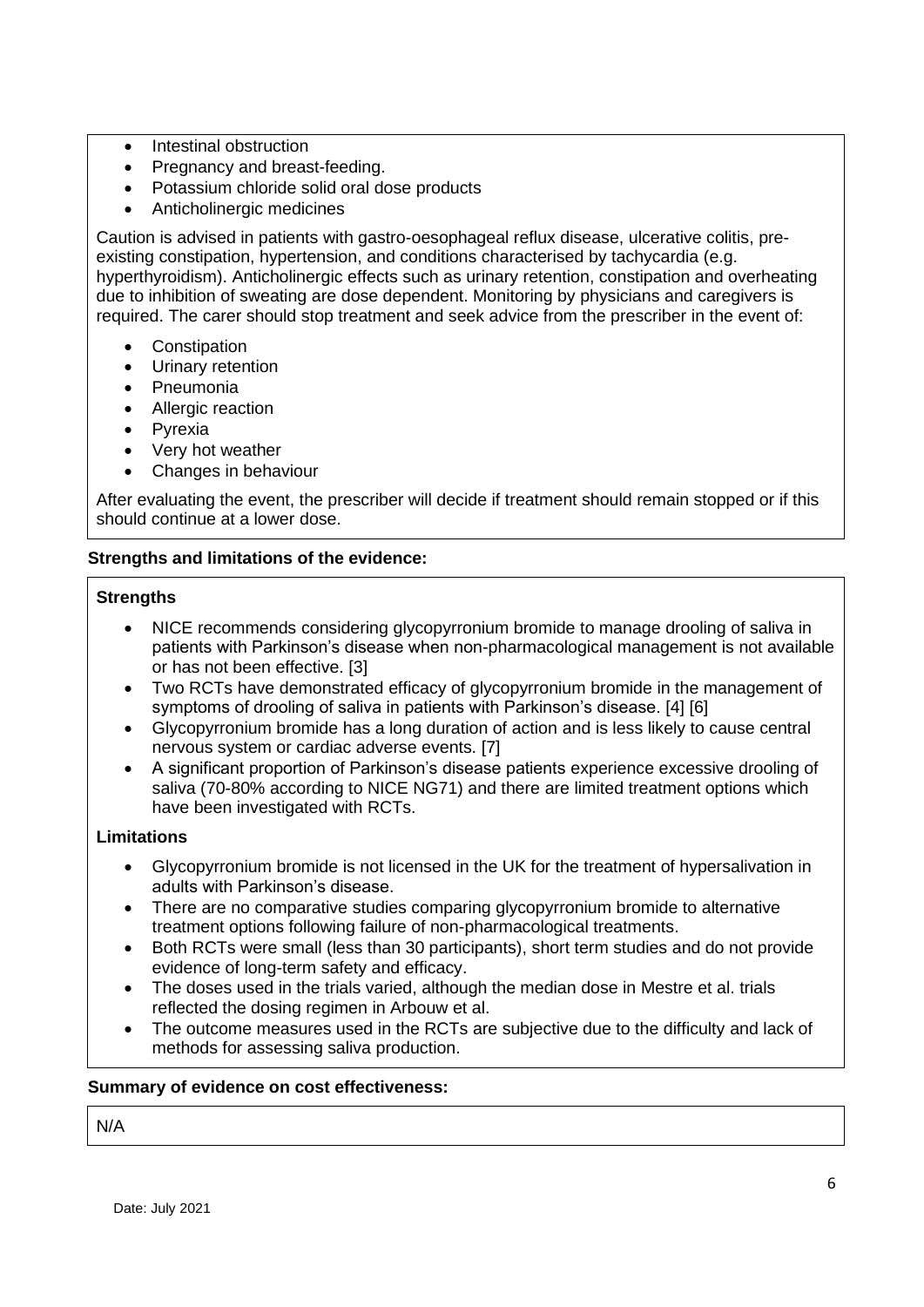- Intestinal obstruction
- Pregnancy and breast-feeding.
- Potassium chloride solid oral dose products
- Anticholinergic medicines

Caution is advised in patients with gastro-oesophageal reflux disease, ulcerative colitis, pre-existing constipation, hypertension, and conditions characterised by tachycardia (e.g. hyperthyroidism). Anticholinergic effects such as urinary retention, constipation and overheating due to inhibition of sweating are dose dependent. Monitoring by physicians and caregivers is required. The carer should stop treatment and seek advice from the prescriber in the event of:

- Constipation
- Urinary retention
- Pneumonia
- Allergic reaction
- Pyrexia
- Very hot weather
- Changes in behaviour

After evaluating the event, the prescriber will decide if treatment should remain stopped or if this should continue at a lower dose.

**Strengths and limitations of the evidence:**

**Strengths**

- NICE recommends considering glycopyrronium bromide to manage drooling of saliva in patients with Parkinson's disease when non-pharmacological management is not available or has not been effective. [3]
- Two RCTs have demonstrated efficacy of glycopyrronium bromide in the management of symptoms of drooling of saliva in patients with Parkinson's disease. [4] [6]
- Glycopyrronium bromide has a long duration of action and is less likely to cause central nervous system or cardiac adverse events. [7]
- A significant proportion of Parkinson's disease patients experience excessive drooling of saliva (70-80% according to NICE NG71) and there are limited treatment options which have been investigated with RCTs.

**Limitations**

- Glycopyrronium bromide is not licensed in the UK for the treatment of hypersalivation in adults with Parkinson's disease.
- There are no comparative studies comparing glycopyrronium bromide to alternative treatment options following failure of non-pharmacological treatments.
- Both RCTs were small (less than 30 participants), short term studies and do not provide evidence of long-term safety and efficacy.
- The doses used in the trials varied, although the median dose in Mestre et al. trials reflected the dosing regimen in Arbouw et al.
- The outcome measures used in the RCTs are subjective due to the difficulty and lack of methods for assessing saliva production.

**Summary of evidence on cost effectiveness:**

N/A

Date: July 2021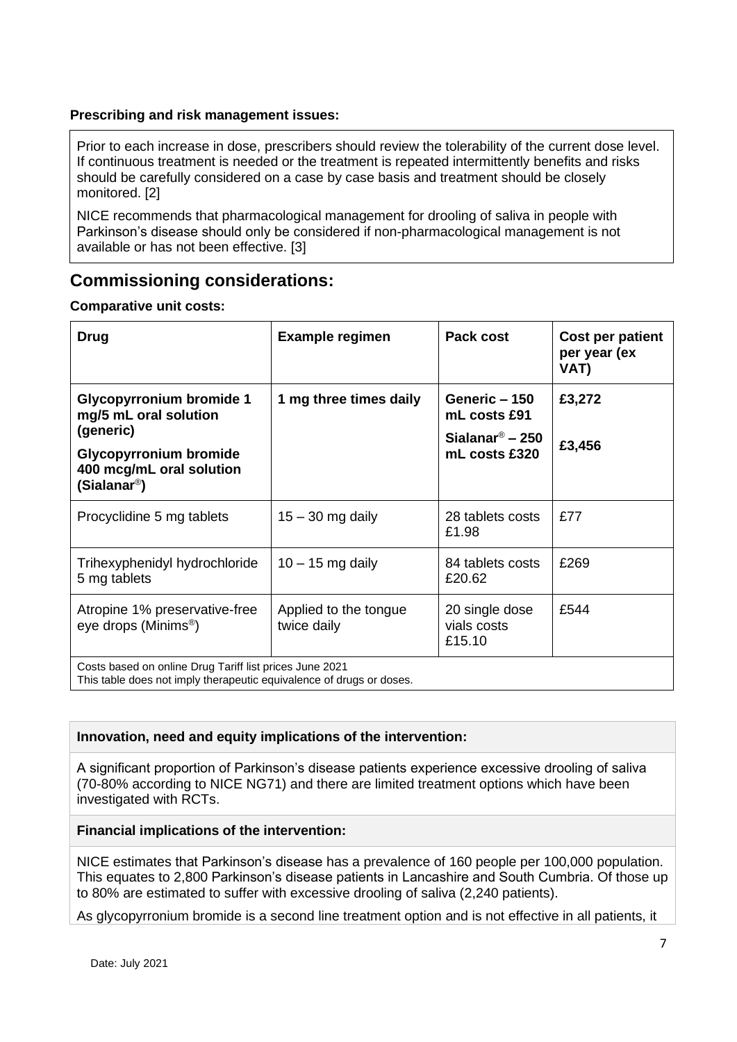**Prescribing and risk management issues:**

Prior to each increase in dose, prescribers should review the tolerability of the current dose level. If continuous treatment is needed or the treatment is repeated intermittently benefits and risks should be carefully considered on a case by case basis and treatment should be closely monitored. [2]

NICE recommends that pharmacological management for drooling of saliva in people with Parkinson's disease should only be considered if non-pharmacological management is not available or has not been effective. [3]

## Commissioning considerations:

**Comparative unit costs:**

| Drug | Example regimen | Pack cost | Cost per patient per year (ex VAT) |
|---|---|---|---|
| **Glycopyrronium bromide 1 mg/5 mL oral solution (generic)** <br> **Glycopyrronium bromide 400 mcg/mL oral solution (Sialanar®)** | **1 mg three times daily** | **Generic – 150 mL costs £91** <br> **Sialanar® – 250 mL costs £320** | **£3,272** <br> **£3,456** |
| Procyclidine 5 mg tablets | 15 – 30 mg daily | 28 tablets costs £1.98 | £77 |
| Trihexyphenidyl hydrochloride 5 mg tablets | 10 – 15 mg daily | 84 tablets costs £20.62 | £269 |
| Atropine 1% preservative-free eye drops (Minims®) | Applied to the tongue twice daily | 20 single dose vials costs £15.10 | £544 |
| Costs based on online Drug Tariff list prices June 2021 <br> This table does not imply therapeutic equivalence of drugs or doses. | | | |

**Innovation, need and equity implications of the intervention:**

A significant proportion of Parkinson's disease patients experience excessive drooling of saliva (70-80% according to NICE NG71) and there are limited treatment options which have been investigated with RCTs.

**Financial implications of the intervention:**

NICE estimates that Parkinson's disease has a prevalence of 160 people per 100,000 population. This equates to 2,800 Parkinson's disease patients in Lancashire and South Cumbria. Of those up to 80% are estimated to suffer with excessive drooling of saliva (2,240 patients).

As glycopyrronium bromide is a second line treatment option and is not effective in all patients, it

Date: July 2021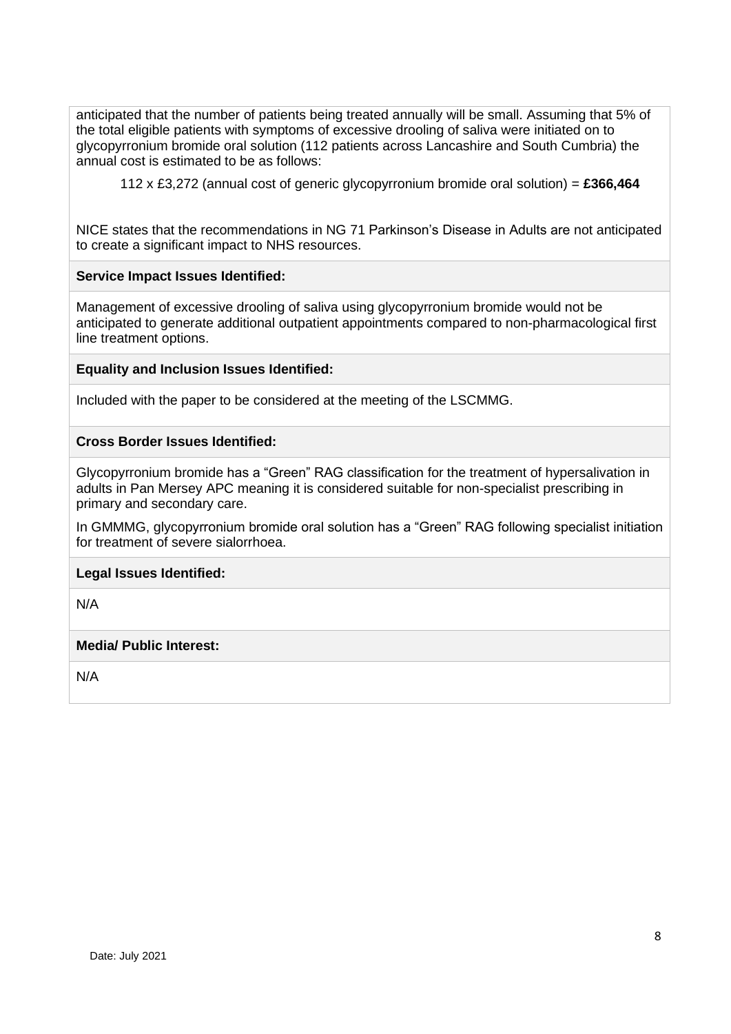anticipated that the number of patients being treated annually will be small. Assuming that 5% of the total eligible patients with symptoms of excessive drooling of saliva were initiated on to glycopyrronium bromide oral solution (112 patients across Lancashire and South Cumbria) the annual cost is estimated to be as follows:

112 x £3,272 (annual cost of generic glycopyrronium bromide oral solution) = **£366,464**

NICE states that the recommendations in NG 71 Parkinson's Disease in Adults are not anticipated to create a significant impact to NHS resources.

**Service Impact Issues Identified:**

Management of excessive drooling of saliva using glycopyrronium bromide would not be anticipated to generate additional outpatient appointments compared to non-pharmacological first line treatment options.

**Equality and Inclusion Issues Identified:**

Included with the paper to be considered at the meeting of the LSCMMG.

**Cross Border Issues Identified:**

Glycopyrronium bromide has a "Green" RAG classification for the treatment of hypersalivation in adults in Pan Mersey APC meaning it is considered suitable for non-specialist prescribing in primary and secondary care.

In GMMMG, glycopyrronium bromide oral solution has a "Green" RAG following specialist initiation for treatment of severe sialorrhoea.

**Legal Issues Identified:**

N/A

**Media/ Public Interest:**

N/A

Date: July 2021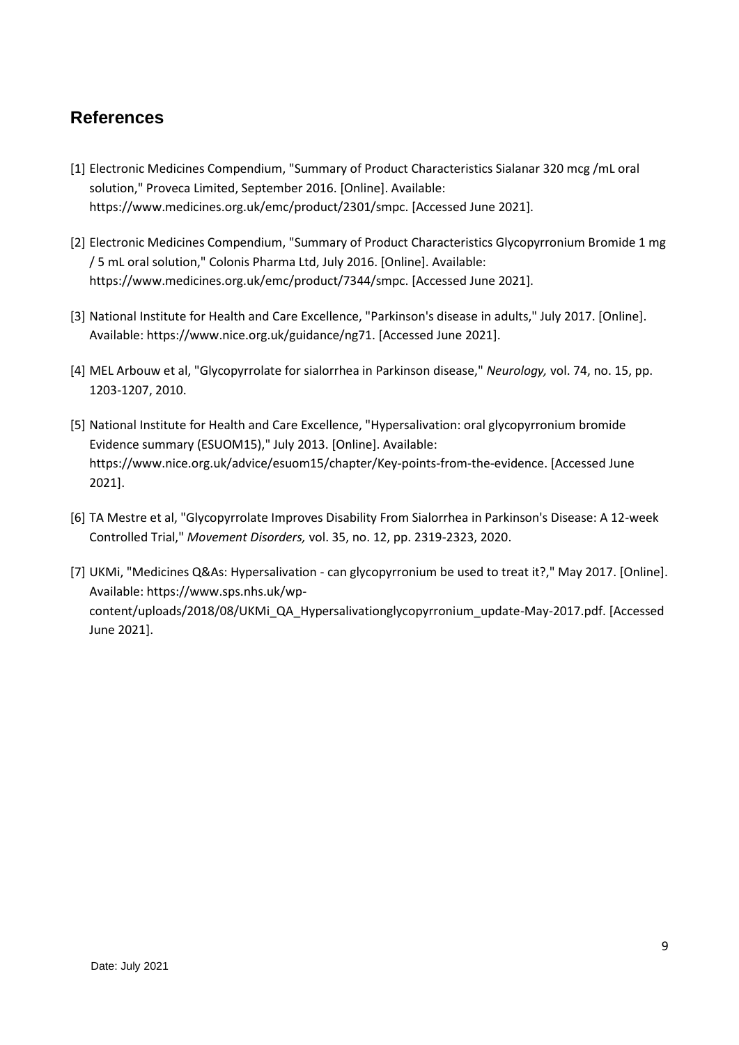## References

[1] Electronic Medicines Compendium, "Summary of Product Characteristics Sialanar 320 mcg /mL oral solution," Proveca Limited, September 2016. [Online]. Available: https://www.medicines.org.uk/emc/product/2301/smpc. [Accessed June 2021].

[2] Electronic Medicines Compendium, "Summary of Product Characteristics Glycopyrronium Bromide 1 mg / 5 mL oral solution," Colonis Pharma Ltd, July 2016. [Online]. Available: https://www.medicines.org.uk/emc/product/7344/smpc. [Accessed June 2021].

[3] National Institute for Health and Care Excellence, "Parkinson's disease in adults," July 2017. [Online]. Available: https://www.nice.org.uk/guidance/ng71. [Accessed June 2021].

[4] MEL Arbouw et al, "Glycopyrrolate for sialorrhea in Parkinson disease," *Neurology,* vol. 74, no. 15, pp. 1203-1207, 2010.

[5] National Institute for Health and Care Excellence, "Hypersalivation: oral glycopyrronium bromide Evidence summary (ESUOM15)," July 2013. [Online]. Available: https://www.nice.org.uk/advice/esuom15/chapter/Key-points-from-the-evidence. [Accessed June 2021].

[6] TA Mestre et al, "Glycopyrrolate Improves Disability From Sialorrhea in Parkinson's Disease: A 12-week Controlled Trial," *Movement Disorders,* vol. 35, no. 12, pp. 2319-2323, 2020.

[7] UKMi, "Medicines Q&As: Hypersalivation - can glycopyrronium be used to treat it?," May 2017. [Online]. Available: https://www.sps.nhs.uk/wp-content/uploads/2018/08/UKMi_QA_Hypersalivationglycopyrronium_update-May-2017.pdf. [Accessed June 2021].

Date: July 2021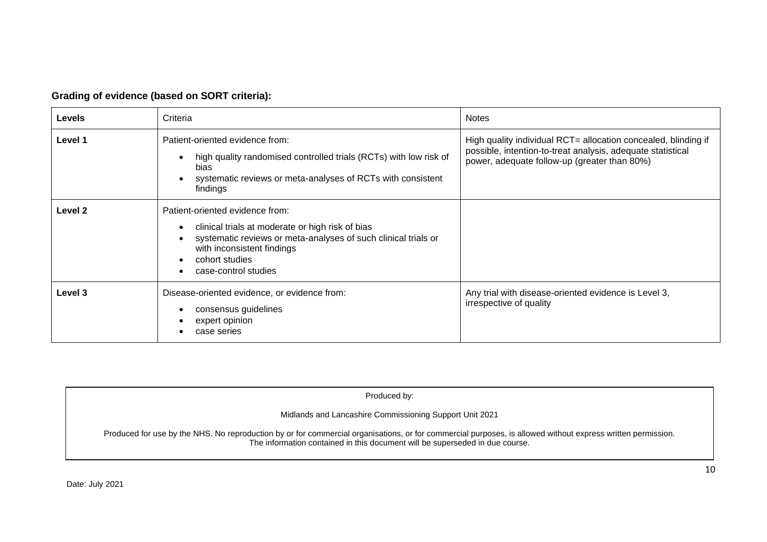**Grading of evidence (based on SORT criteria):**

| Levels | Criteria | Notes |
|---|---|---|
| **Level 1** | Patient-oriented evidence from: <br>• high quality randomised controlled trials (RCTs) with low risk of bias <br>• systematic reviews or meta-analyses of RCTs with consistent findings | High quality individual RCT= allocation concealed, blinding if possible, intention-to-treat analysis, adequate statistical power, adequate follow-up (greater than 80%) |
| **Level 2** | Patient-oriented evidence from: <br>• clinical trials at moderate or high risk of bias <br>• systematic reviews or meta-analyses of such clinical trials or with inconsistent findings <br>• cohort studies <br>• case-control studies | |
| **Level 3** | Disease-oriented evidence, or evidence from: <br>• consensus guidelines <br>• expert opinion <br>• case series | Any trial with disease-oriented evidence is Level 3, irrespective of quality |

Produced by:

Midlands and Lancashire Commissioning Support Unit 2021

Produced for use by the NHS. No reproduction by or for commercial organisations, or for commercial purposes, is allowed without express written permission. The information contained in this document will be superseded in due course.

Date: July 2021